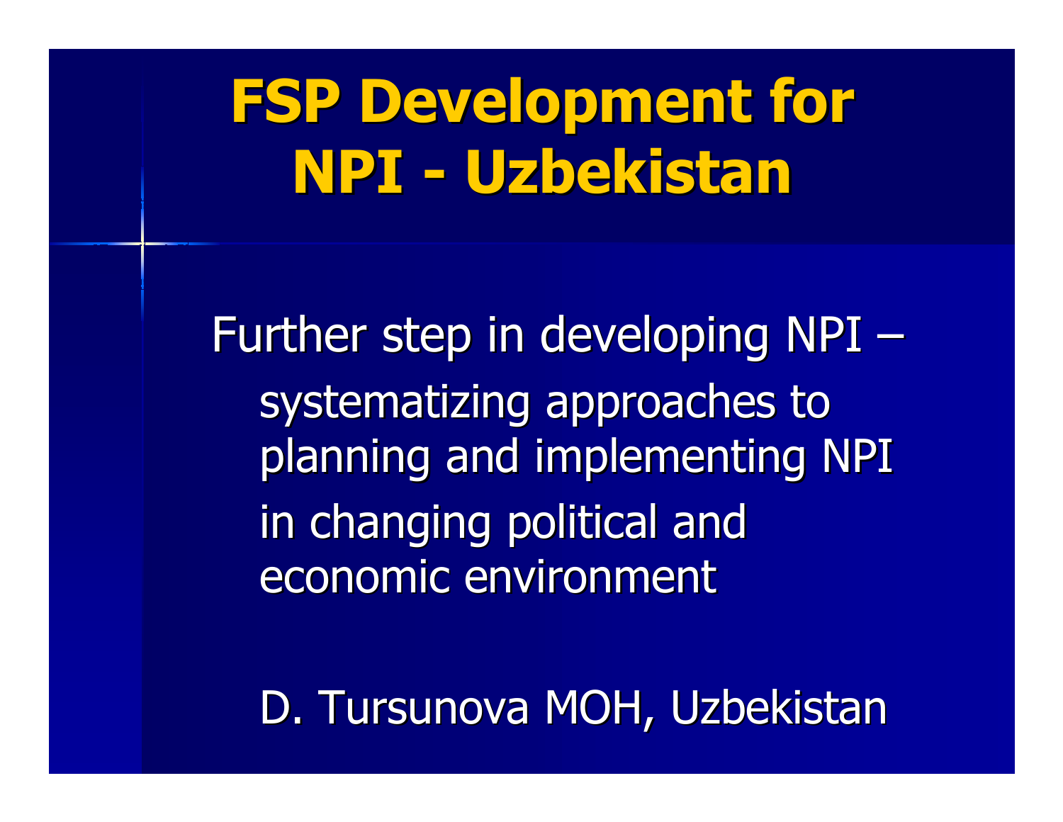# FSP Development for NPI - Uzbekistan

Further step in developing NPI – systematizing approaches to planning and implementing NPI in changing political and economic environment

D. Tursunova MOH, Uzbekistan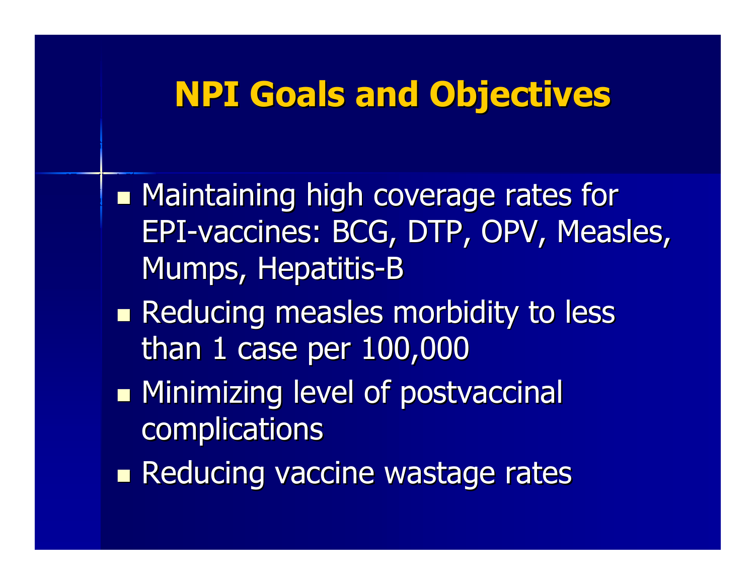# NPI Goals and Objectives

- Maintaining high coverage rates for EPI-vaccines: BCG, DTP, OPV, Measles, Mumps, Hepatitis-B
- Reducing measles morbidity to less than 1 case per 100,000
- Minimizing level of postvaccinal complications
- Reducing vaccine wastage rates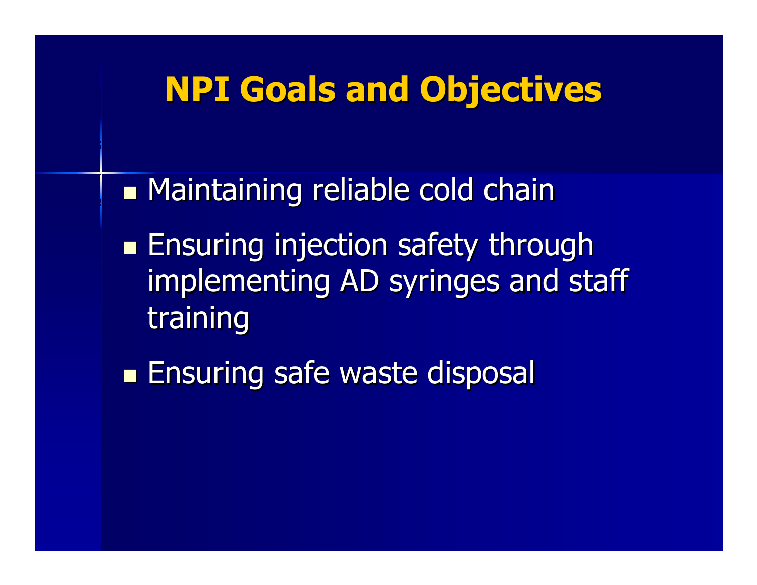# NPI Goals and Objectives

- Maintaining reliable cold chain
- Ensuring injection safety through implementing AD syringes and staff training
- Ensuring safe waste disposal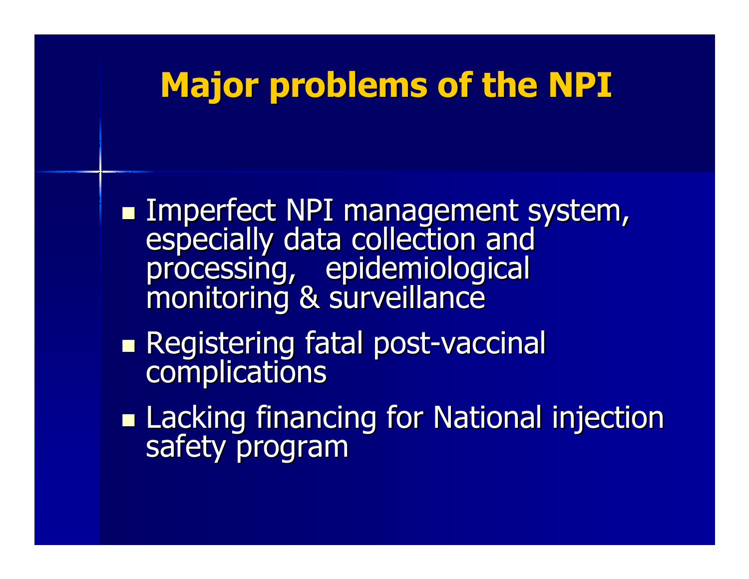# Major problems of the NPI

- Imperfect NPI management system, especially data collection and processing, epidemiological monitoring & surveillance
- Registering fatal post-vaccinal complications
- Lacking financing for National injection safety program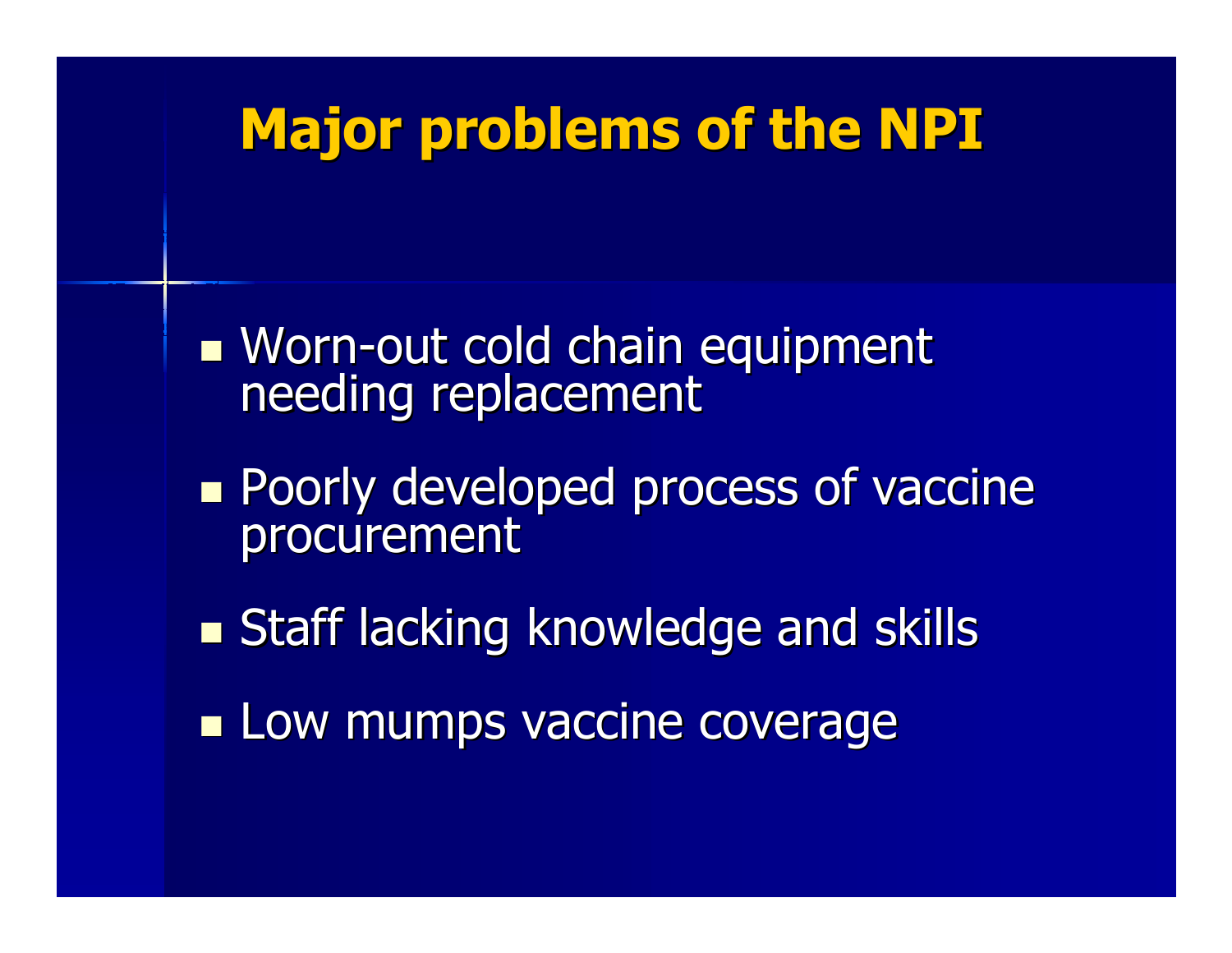# Major problems of the NPI

- Worn-out cold chain equipment needing replacement
- Poorly developed process of vaccine procurement
- Staff lacking knowledge and skills
- Low mumps vaccine coverage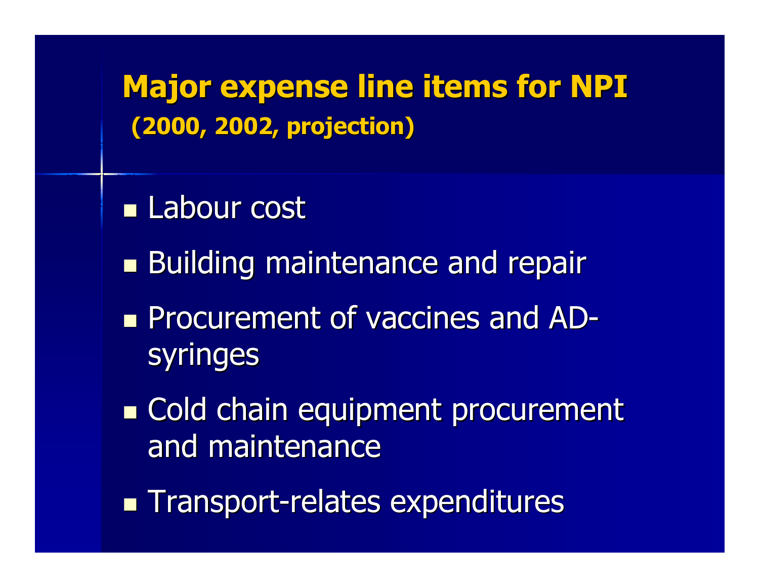# Major expense line items for NPI

## (2000, 2002, projection)

- Labour cost
- Building maintenance and repair
- Procurement of vaccines and AD-syringes
- Cold chain equipment procurement and maintenance
- Transport-relates expenditures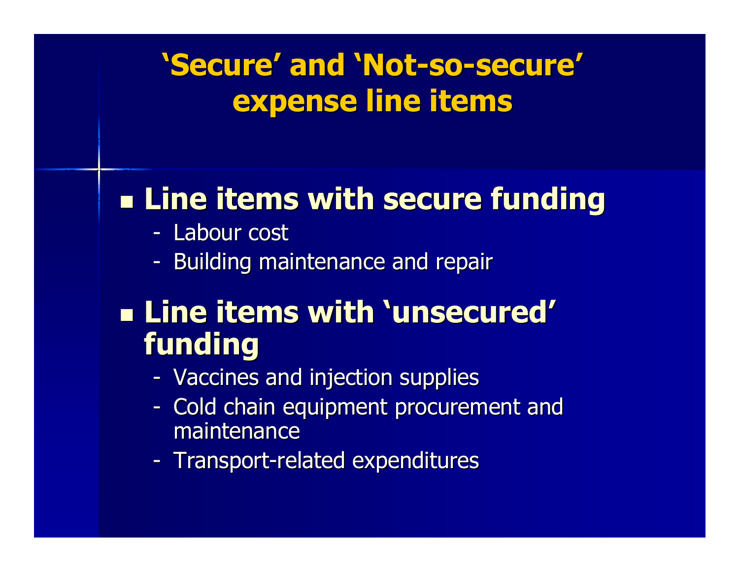# 'Secure' and 'Not-so-secure' expense line items

- **Line items with secure funding**
  - Labour cost
  - Building maintenance and repair
- **Line items with 'unsecured' funding**
  - Vaccines and injection supplies
  - Cold chain equipment procurement and maintenance
  - Transport-related expenditures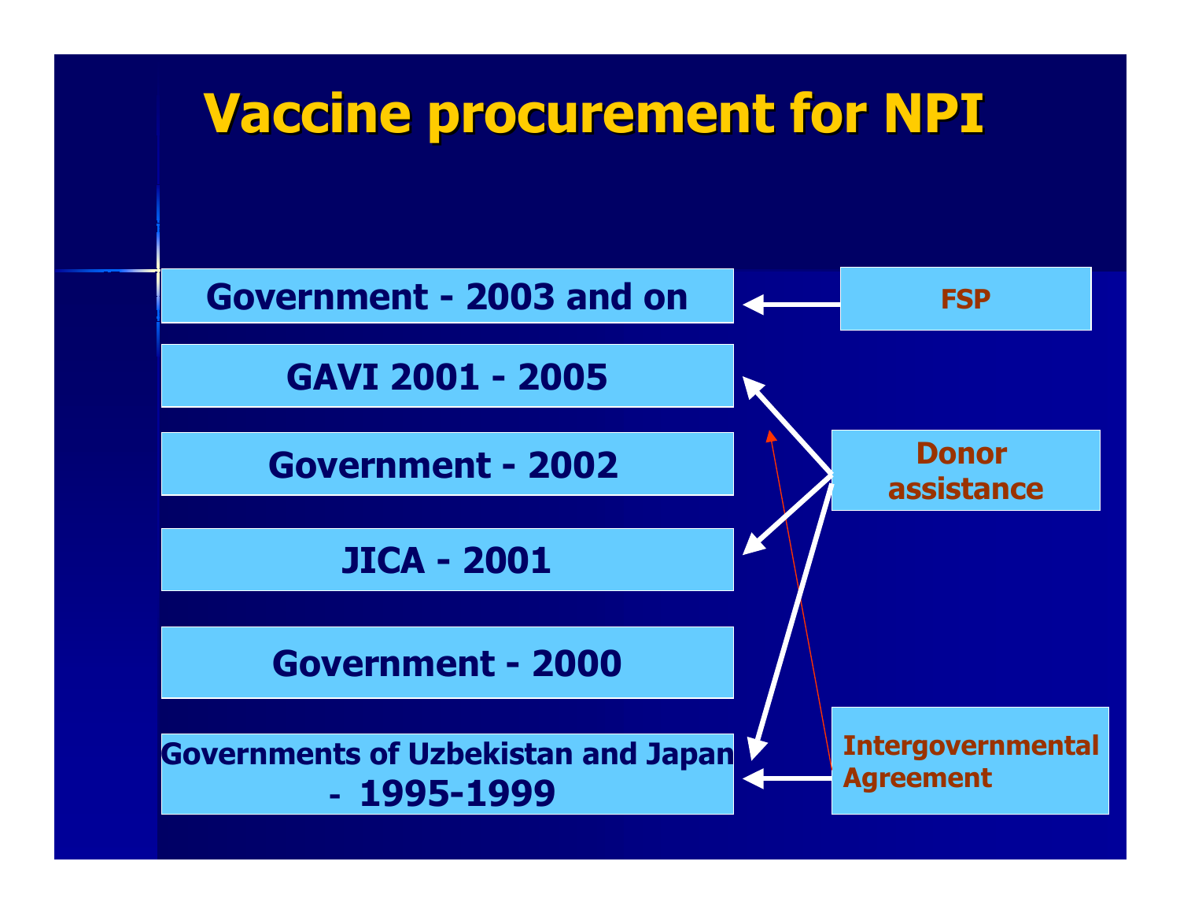# Vaccine procurement for NPI

- Government - 2003 and on
- GAVI 2001 - 2005
- Government - 2002
- JICA - 2001
- Government - 2000
- Governments of Uzbekistan and Japan - 1995-1999

FSP

Donor assistance

Intergovernmental Agreement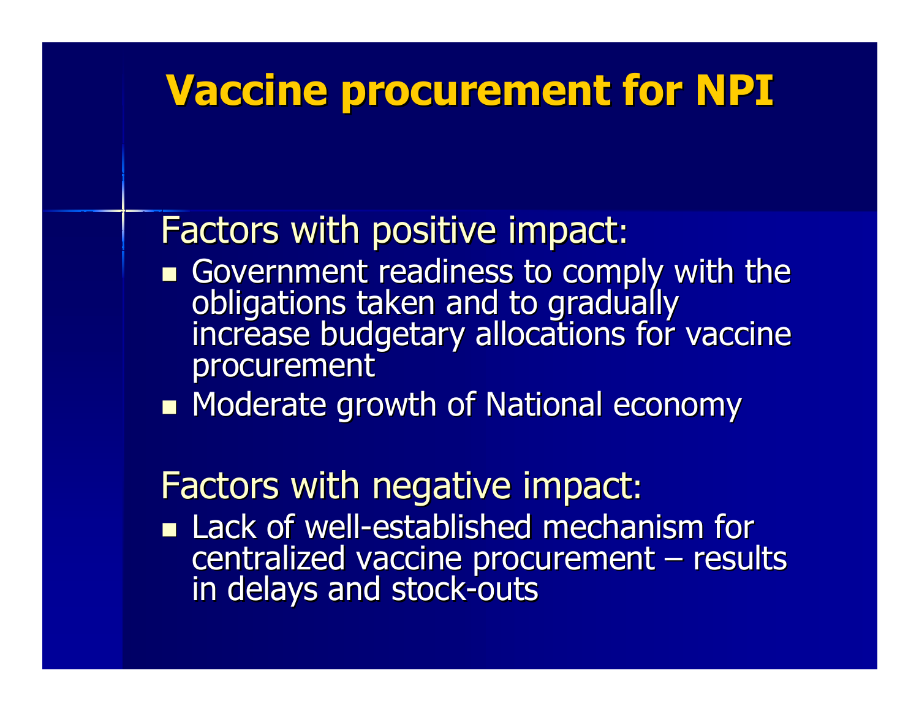# Vaccine procurement for NPI

Factors with positive impact:

- Government readiness to comply with the obligations taken and to gradually increase budgetary allocations for vaccine procurement
- Moderate growth of National economy

Factors with negative impact:

- Lack of well-established mechanism for centralized vaccine procurement – results in delays and stock-outs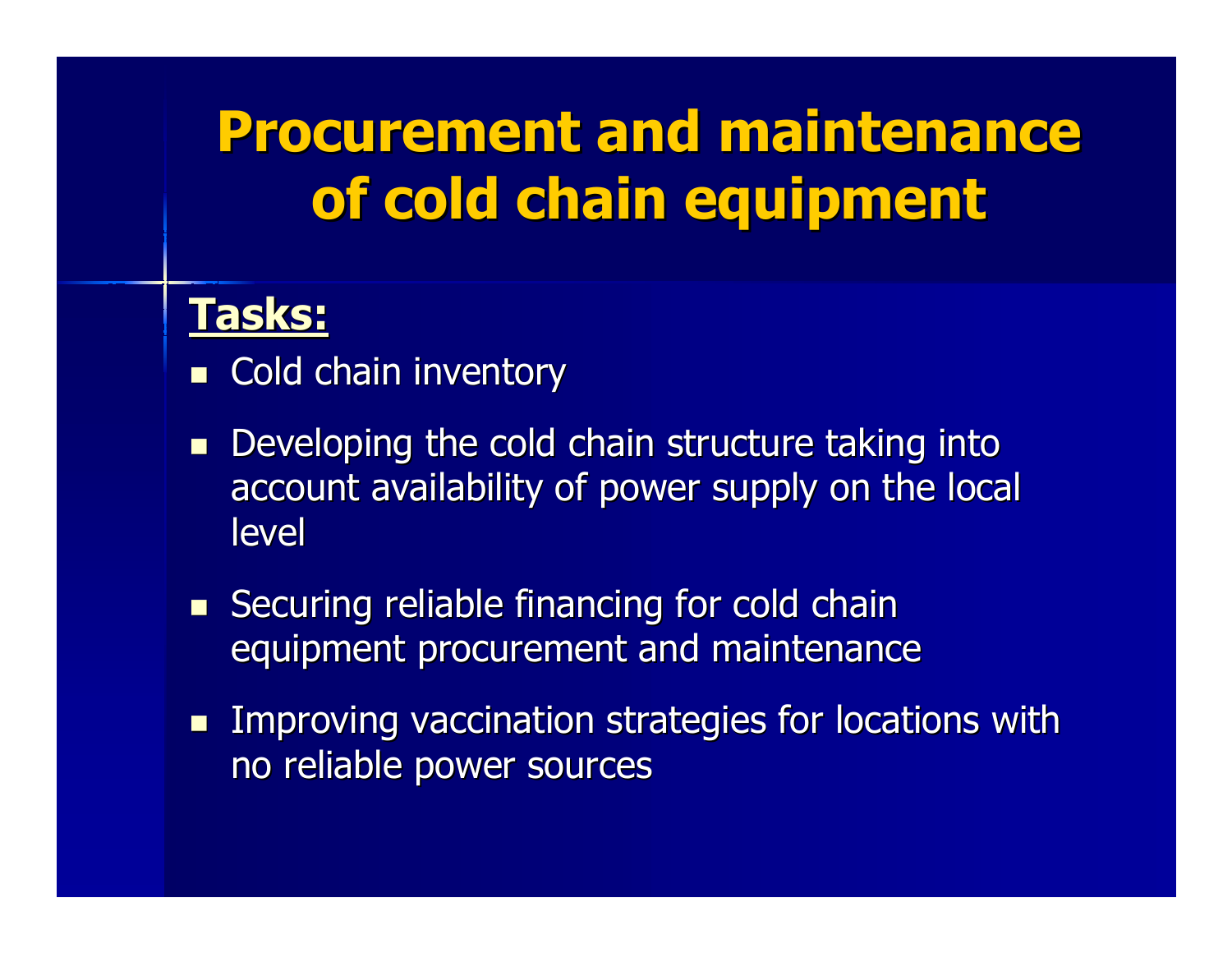# Procurement and maintenance of cold chain equipment

**Tasks:**

- Cold chain inventory
- Developing the cold chain structure taking into account availability of power supply on the local level
- Securing reliable financing for cold chain equipment procurement and maintenance
- Improving vaccination strategies for locations with no reliable power sources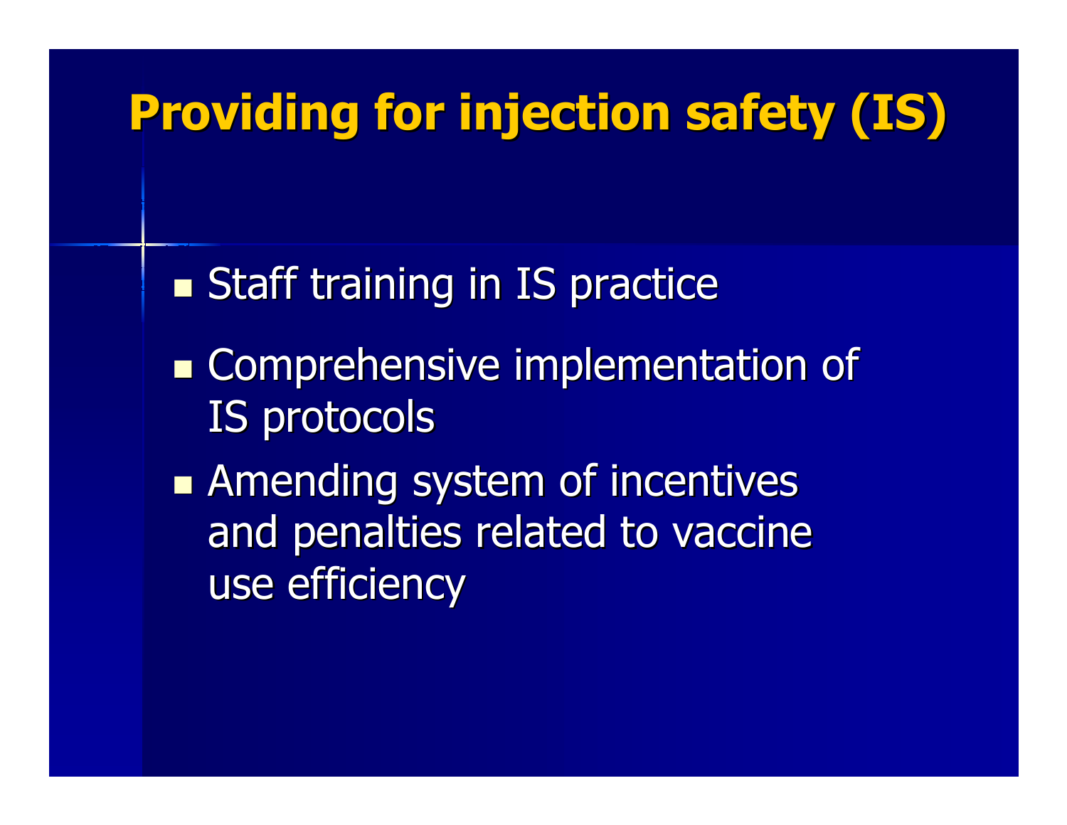# Providing for injection safety (IS)

- Staff training in IS practice
- Comprehensive implementation of IS protocols
- Amending system of incentives and penalties related to vaccine use efficiency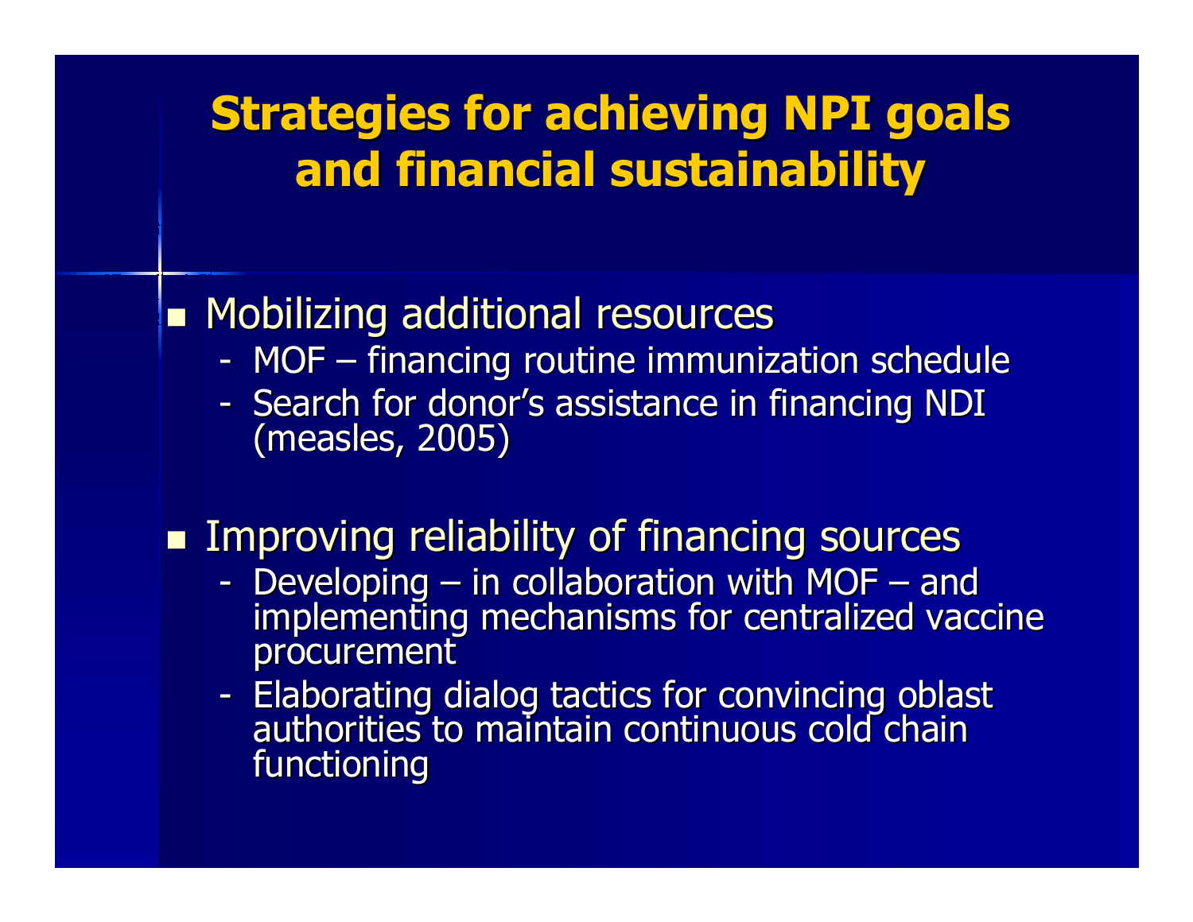# Strategies for achieving NPI goals and financial sustainability

- Mobilizing additional resources
  - MOF – financing routine immunization schedule
  - Search for donor's assistance in financing NDI (measles, 2005)

- Improving reliability of financing sources
  - Developing – in collaboration with MOF – and implementing mechanisms for centralized vaccine procurement
  - Elaborating dialog tactics for convincing oblast authorities to maintain continuous cold chain functioning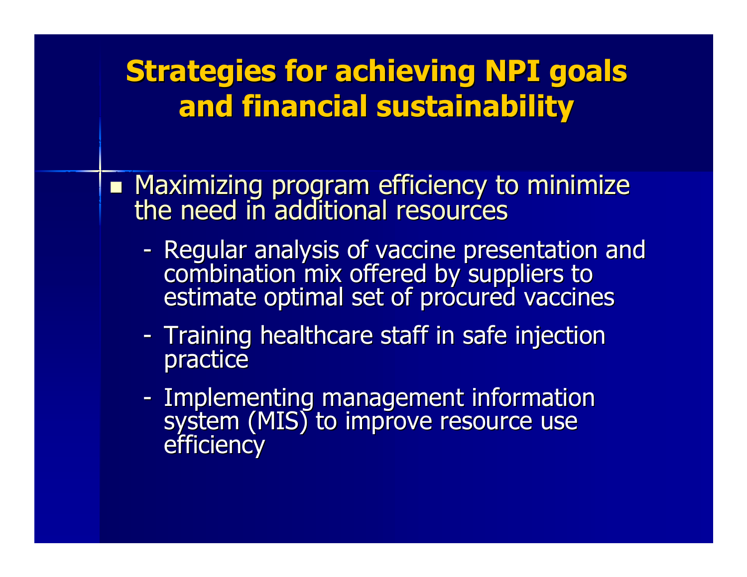# Strategies for achieving NPI goals and financial sustainability

- Maximizing program efficiency to minimize the need in additional resources
  - Regular analysis of vaccine presentation and combination mix offered by suppliers to estimate optimal set of procured vaccines
  - Training healthcare staff in safe injection practice
  - Implementing management information system (MIS) to improve resource use efficiency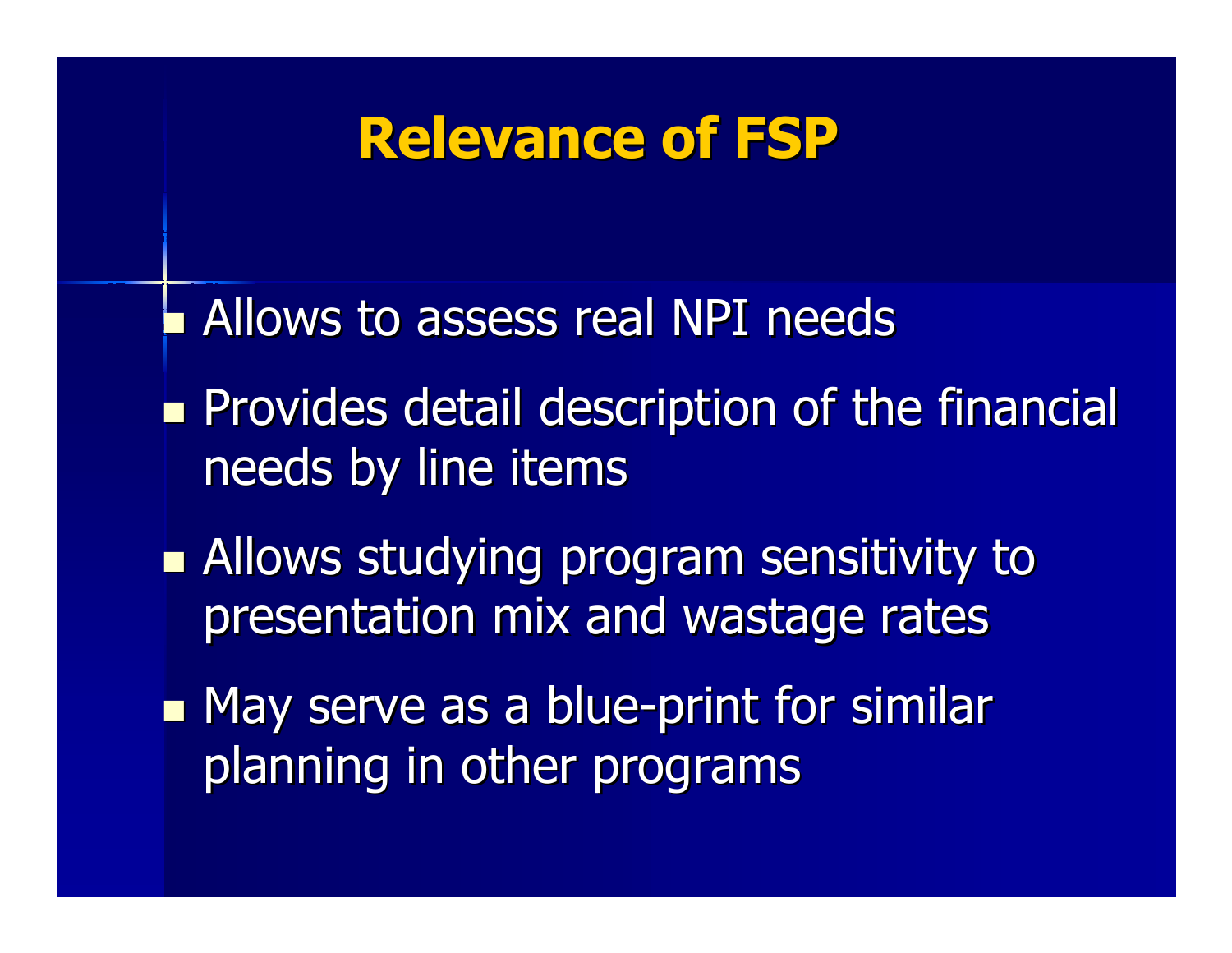# Relevance of FSP

- Allows to assess real NPI needs
- Provides detail description of the financial needs by line items
- Allows studying program sensitivity to presentation mix and wastage rates
- May serve as a blue-print for similar planning in other programs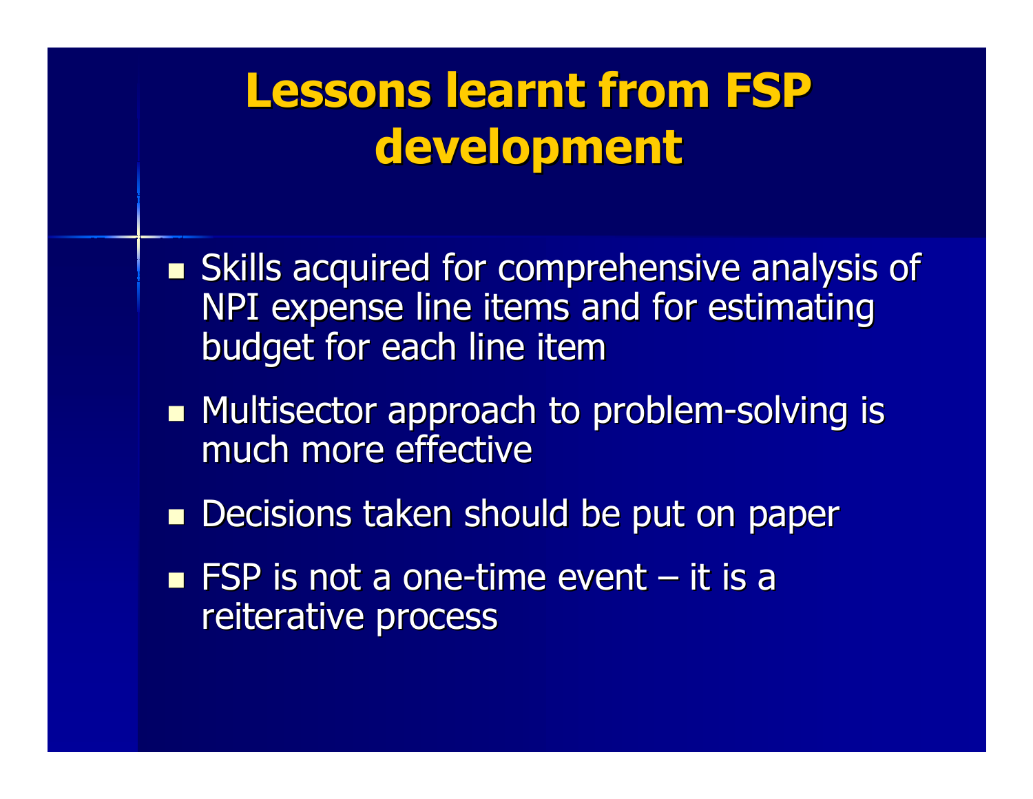# Lessons learnt from FSP development

- Skills acquired for comprehensive analysis of NPI expense line items and for estimating budget for each line item
- Multisector approach to problem-solving is much more effective
- Decisions taken should be put on paper
- FSP is not a one-time event – it is a reiterative process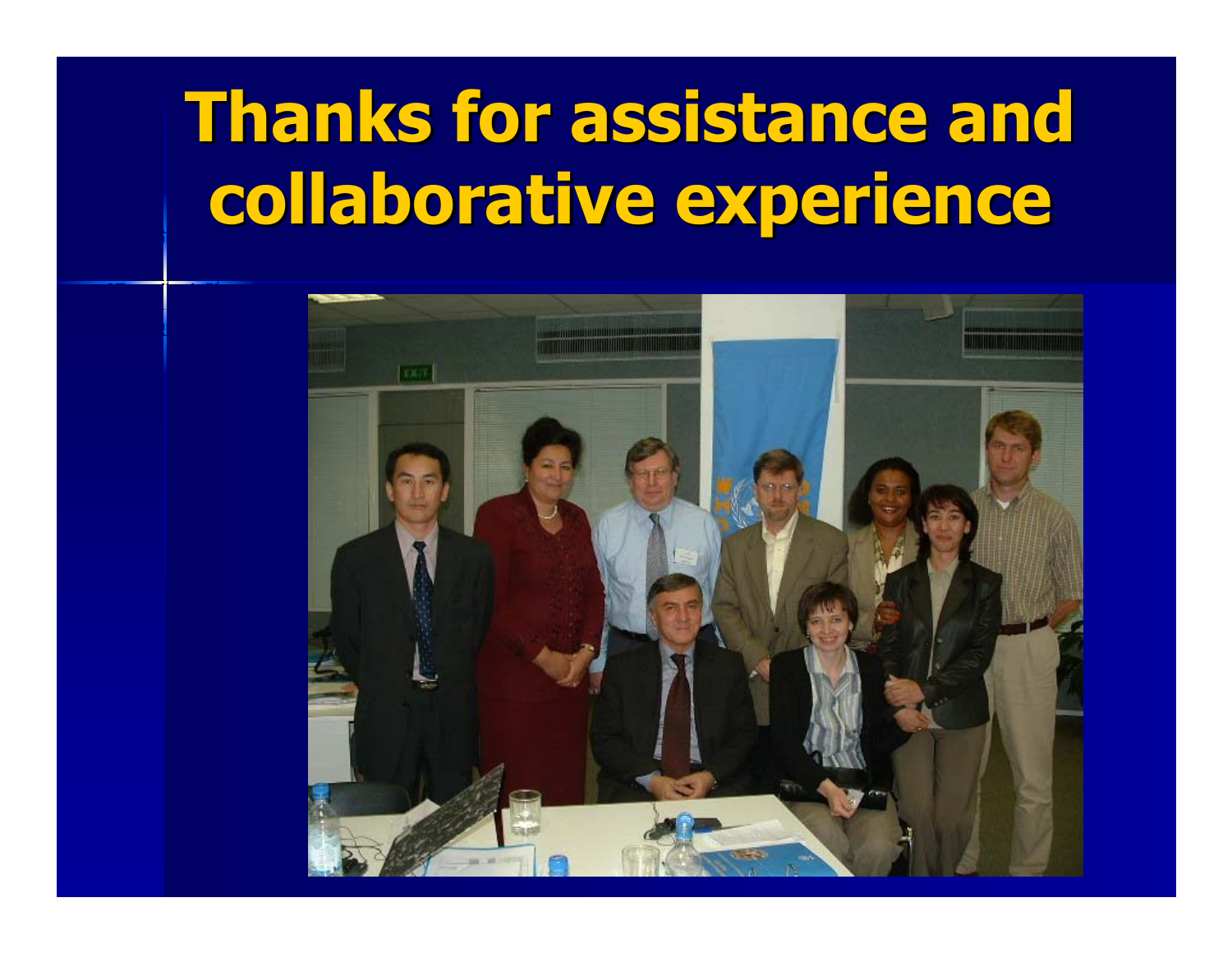# Thanks for assistance and collaborative experience